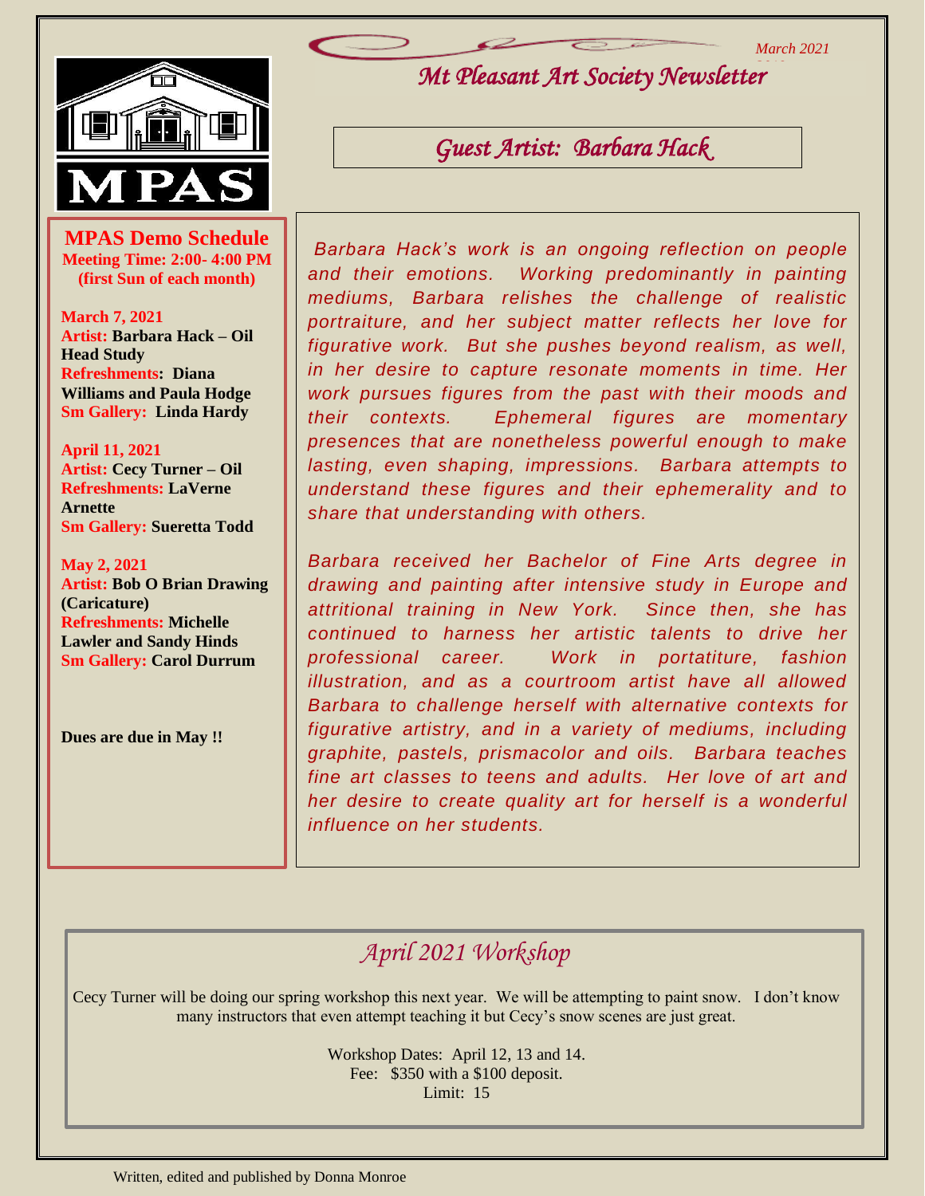March 2021

# Mt Pleasant Art Society Newsletter

MPAS

## MPAS Demo Schedule

**Meeting Time: 2:00- 4:00 PM (first Sun of each month)**

**March 7, 2021**
**Artist: Barbara Hack – Oil Head Study**
**Refreshments: Diana Williams and Paula Hodge**
**Sm Gallery: Linda Hardy**

**April 11, 2021**
**Artist: Cecy Turner – Oil**
**Refreshments: LaVerne Arnette**
**Sm Gallery: Sueretta Todd**

**May 2, 2021**
**Artist: Bob O Brian Drawing (Caricature)**
**Refreshments: Michelle Lawler and Sandy Hinds**
**Sm Gallery: Carol Durrum**

**Dues are due in May !!**

## Guest Artist: Barbara Hack

*Barbara Hack's work is an ongoing reflection on people and their emotions. Working predominantly in painting mediums, Barbara relishes the challenge of realistic portraiture, and her subject matter reflects her love for figurative work. But she pushes beyond realism, as well, in her desire to capture resonate moments in time. Her work pursues figures from the past with their moods and their contexts. Ephemeral figures are momentary presences that are nonetheless powerful enough to make lasting, even shaping, impressions. Barbara attempts to understand these figures and their ephemerality and to share that understanding with others.*

*Barbara received her Bachelor of Fine Arts degree in drawing and painting after intensive study in Europe and attritional training in New York. Since then, she has continued to harness her artistic talents to drive her professional career. Work in portatiture, fashion illustration, and as a courtroom artist have all allowed Barbara to challenge herself with alternative contexts for figurative artistry, and in a variety of mediums, including graphite, pastels, prismacolor and oils. Barbara teaches fine art classes to teens and adults. Her love of art and her desire to create quality art for herself is a wonderful influence on her students.*

## April 2021 Workshop

Cecy Turner will be doing our spring workshop this next year. We will be attempting to paint snow. I don't know many instructors that even attempt teaching it but Cecy's snow scenes are just great.

Workshop Dates: April 12, 13 and 14.
Fee: $350 with a $100 deposit.
Limit: 15

Written, edited and published by Donna Monroe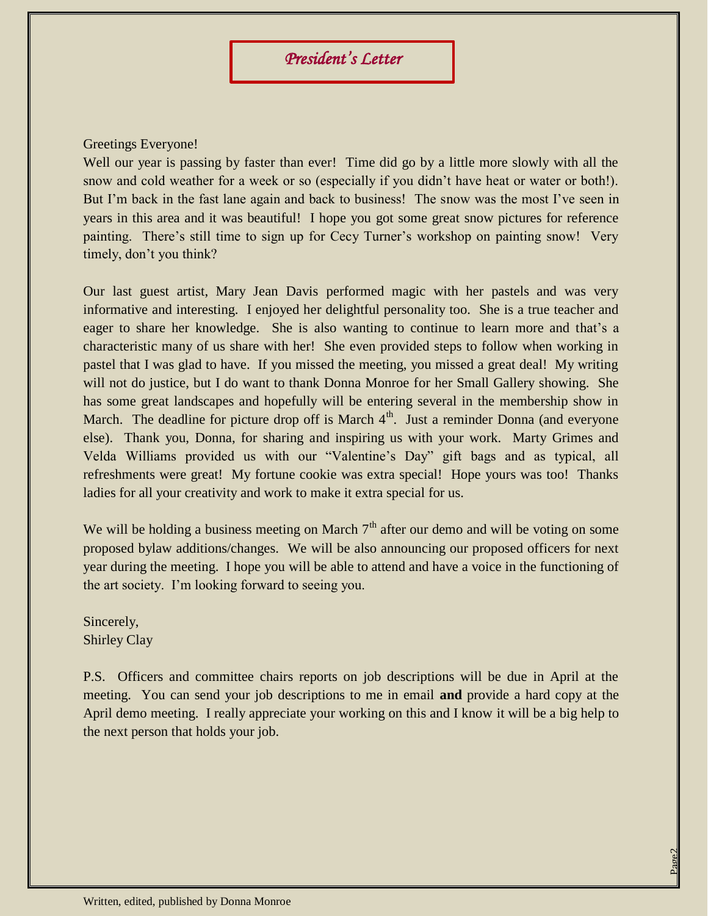# *President's Letter*

Greetings Everyone!

Well our year is passing by faster than ever! Time did go by a little more slowly with all the snow and cold weather for a week or so (especially if you didn't have heat or water or both!). But I'm back in the fast lane again and back to business! The snow was the most I've seen in years in this area and it was beautiful! I hope you got some great snow pictures for reference painting. There's still time to sign up for Cecy Turner's workshop on painting snow! Very timely, don't you think?

Our last guest artist, Mary Jean Davis performed magic with her pastels and was very informative and interesting. I enjoyed her delightful personality too. She is a true teacher and eager to share her knowledge. She is also wanting to continue to learn more and that's a characteristic many of us share with her! She even provided steps to follow when working in pastel that I was glad to have. If you missed the meeting, you missed a great deal! My writing will not do justice, but I do want to thank Donna Monroe for her Small Gallery showing. She has some great landscapes and hopefully will be entering several in the membership show in March. The deadline for picture drop off is March 4th. Just a reminder Donna (and everyone else). Thank you, Donna, for sharing and inspiring us with your work. Marty Grimes and Velda Williams provided us with our "Valentine's Day" gift bags and as typical, all refreshments were great! My fortune cookie was extra special! Hope yours was too! Thanks ladies for all your creativity and work to make it extra special for us.

We will be holding a business meeting on March 7th after our demo and will be voting on some proposed bylaw additions/changes. We will be also announcing our proposed officers for next year during the meeting. I hope you will be able to attend and have a voice in the functioning of the art society. I'm looking forward to seeing you.

Sincerely,
Shirley Clay

P.S. Officers and committee chairs reports on job descriptions will be due in April at the meeting. You can send your job descriptions to me in email **and** provide a hard copy at the April demo meeting. I really appreciate your working on this and I know it will be a big help to the next person that holds your job.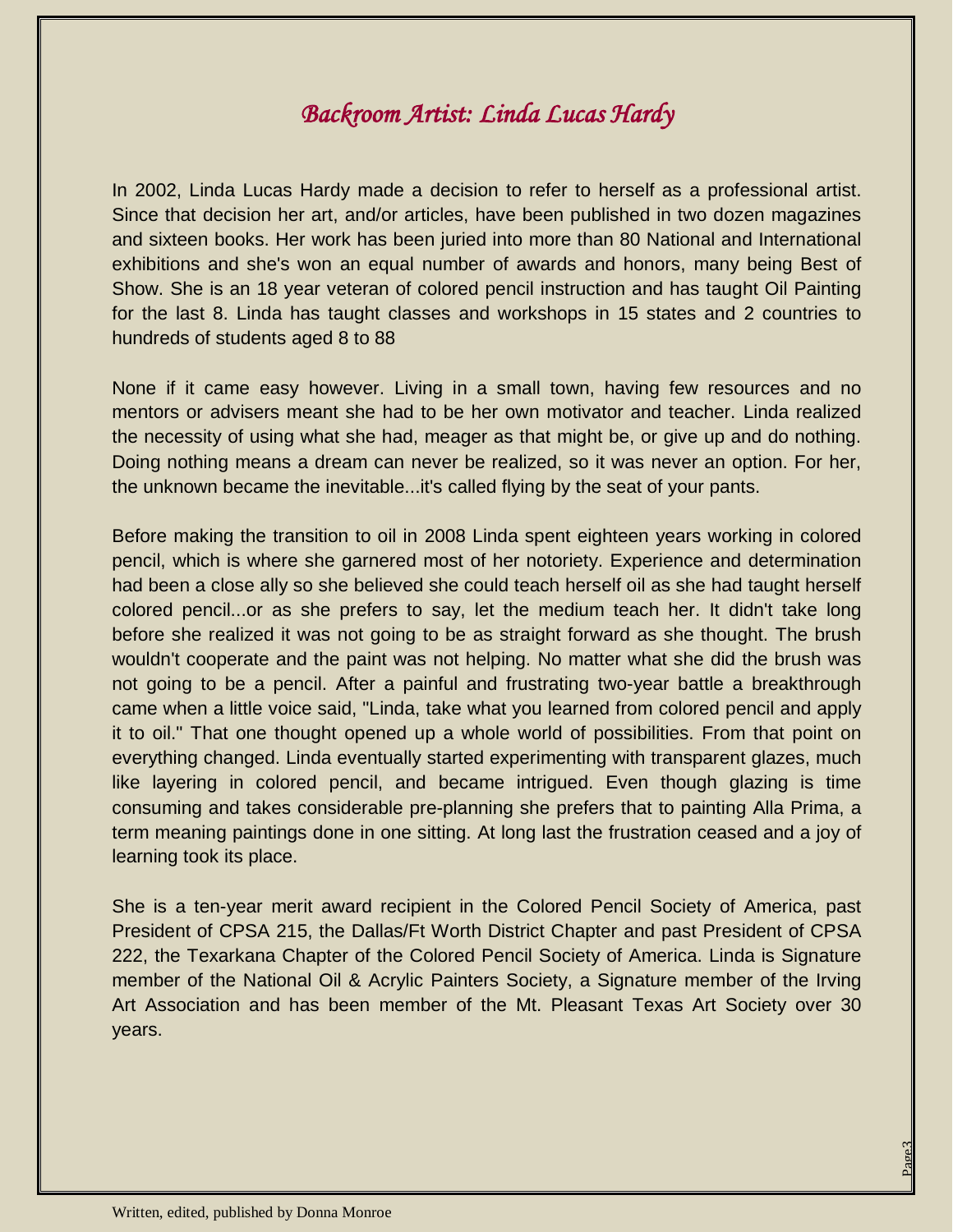# *Backroom Artist: Linda Lucas Hardy*

In 2002, Linda Lucas Hardy made a decision to refer to herself as a professional artist. Since that decision her art, and/or articles, have been published in two dozen magazines and sixteen books. Her work has been juried into more than 80 National and International exhibitions and she's won an equal number of awards and honors, many being Best of Show. She is an 18 year veteran of colored pencil instruction and has taught Oil Painting for the last 8. Linda has taught classes and workshops in 15 states and 2 countries to hundreds of students aged 8 to 88

None if it came easy however. Living in a small town, having few resources and no mentors or advisers meant she had to be her own motivator and teacher. Linda realized the necessity of using what she had, meager as that might be, or give up and do nothing. Doing nothing means a dream can never be realized, so it was never an option. For her, the unknown became the inevitable...it's called flying by the seat of your pants.

Before making the transition to oil in 2008 Linda spent eighteen years working in colored pencil, which is where she garnered most of her notoriety. Experience and determination had been a close ally so she believed she could teach herself oil as she had taught herself colored pencil...or as she prefers to say, let the medium teach her. It didn't take long before she realized it was not going to be as straight forward as she thought. The brush wouldn't cooperate and the paint was not helping. No matter what she did the brush was not going to be a pencil. After a painful and frustrating two-year battle a breakthrough came when a little voice said, "Linda, take what you learned from colored pencil and apply it to oil." That one thought opened up a whole world of possibilities. From that point on everything changed. Linda eventually started experimenting with transparent glazes, much like layering in colored pencil, and became intrigued. Even though glazing is time consuming and takes considerable pre-planning she prefers that to painting Alla Prima, a term meaning paintings done in one sitting. At long last the frustration ceased and a joy of learning took its place.

She is a ten-year merit award recipient in the Colored Pencil Society of America, past President of CPSA 215, the Dallas/Ft Worth District Chapter and past President of CPSA 222, the Texarkana Chapter of the Colored Pencil Society of America. Linda is Signature member of the National Oil & Acrylic Painters Society, a Signature member of the Irving Art Association and has been member of the Mt. Pleasant Texas Art Society over 30 years.